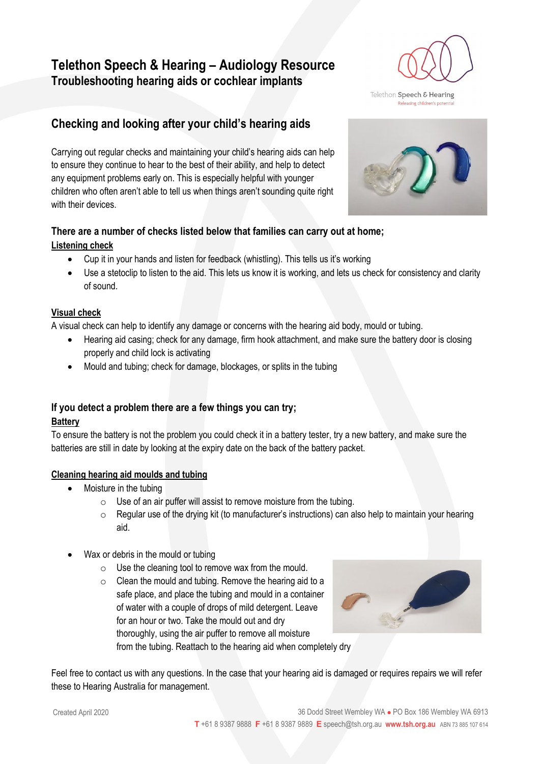# Telethon Speech & Hearing – Audiology Resource

**Troubleshooting hearing aids or cochlear implants**

## Checking and looking after your child's hearing aids

Carrying out regular checks and maintaining your child's hearing aids can help to ensure they continue to hear to the best of their ability, and help to detect any equipment problems early on. This is especially helpful with younger children who often aren't able to tell us when things aren't sounding quite right with their devices.

### There are a number of checks listed below that families can carry out at home;

**Listening check**

- Cup it in your hands and listen for feedback (whistling). This tells us it's working
- Use a stetoclip to listen to the aid. This lets us know it is working, and lets us check for consistency and clarity of sound.

**Visual check**

A visual check can help to identify any damage or concerns with the hearing aid body, mould or tubing.

- Hearing aid casing; check for any damage, firm hook attachment, and make sure the battery door is closing properly and child lock is activating
- Mould and tubing; check for damage, blockages, or splits in the tubing

### If you detect a problem there are a few things you can try;

**Battery**

To ensure the battery is not the problem you could check it in a battery tester, try a new battery, and make sure the batteries are still in date by looking at the expiry date on the back of the battery packet.

**Cleaning hearing aid moulds and tubing**

- Moisture in the tubing
  - Use of an air puffer will assist to remove moisture from the tubing.
  - Regular use of the drying kit (to manufacturer's instructions) can also help to maintain your hearing aid.

- Wax or debris in the mould or tubing
  - Use the cleaning tool to remove wax from the mould.
  - Clean the mould and tubing. Remove the hearing aid to a safe place, and place the tubing and mould in a container of water with a couple of drops of mild detergent. Leave for an hour or two. Take the mould out and dry thoroughly, using the air puffer to remove all moisture from the tubing. Reattach to the hearing aid when completely dry

Feel free to contact us with any questions. In the case that your hearing aid is damaged or requires repairs we will refer these to Hearing Australia for management.

Created April 2020

36 Dodd Street Wembley WA • PO Box 186 Wembley WA 6913
T +61 8 9387 9888 F +61 8 9387 9889 E speech@tsh.org.au www.tsh.org.au ABN 73 885 107 614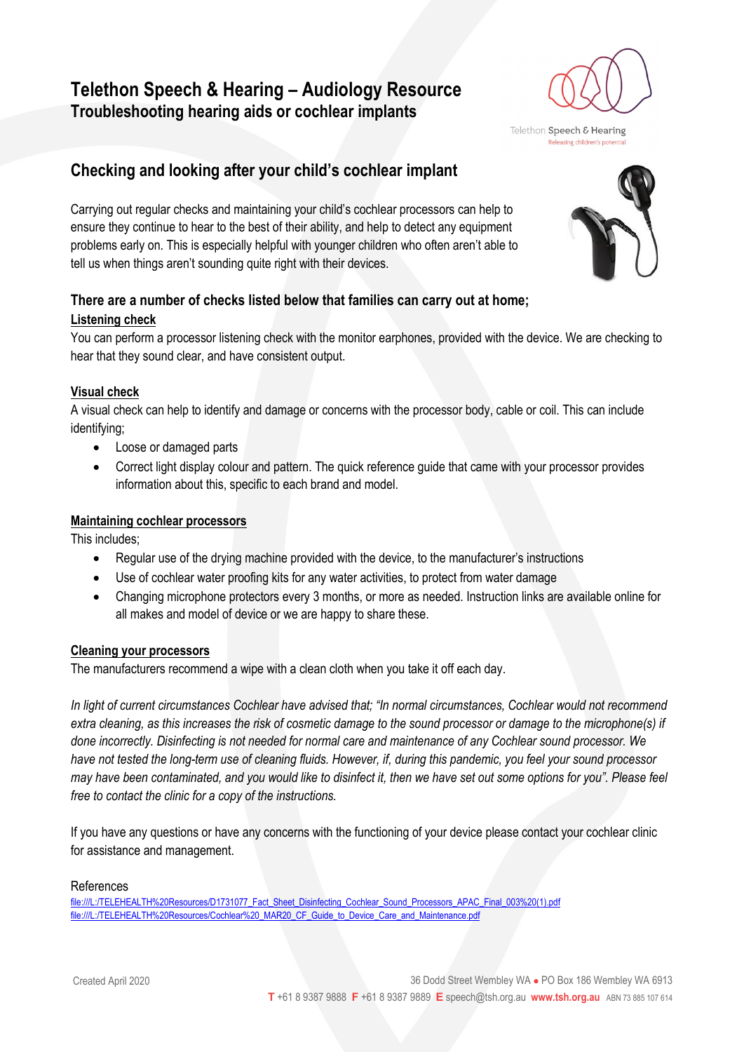# Telethon Speech & Hearing – Audiology Resource

**Troubleshooting hearing aids or cochlear implants**

## Checking and looking after your child's cochlear implant

Carrying out regular checks and maintaining your child's cochlear processors can help to ensure they continue to hear to the best of their ability, and help to detect any equipment problems early on. This is especially helpful with younger children who often aren't able to tell us when things aren't sounding quite right with their devices.

### There are a number of checks listed below that families can carry out at home;

**Listening check**

You can perform a processor listening check with the monitor earphones, provided with the device. We are checking to hear that they sound clear, and have consistent output.

**Visual check**

A visual check can help to identify and damage or concerns with the processor body, cable or coil. This can include identifying;

- Loose or damaged parts
- Correct light display colour and pattern. The quick reference guide that came with your processor provides information about this, specific to each brand and model.

**Maintaining cochlear processors**

This includes;

- Regular use of the drying machine provided with the device, to the manufacturer's instructions
- Use of cochlear water proofing kits for any water activities, to protect from water damage
- Changing microphone protectors every 3 months, or more as needed. Instruction links are available online for all makes and model of device or we are happy to share these.

**Cleaning your processors**

The manufacturers recommend a wipe with a clean cloth when you take it off each day.

*In light of current circumstances Cochlear have advised that; "In normal circumstances, Cochlear would not recommend extra cleaning, as this increases the risk of cosmetic damage to the sound processor or damage to the microphone(s) if done incorrectly. Disinfecting is not needed for normal care and maintenance of any Cochlear sound processor. We have not tested the long-term use of cleaning fluids. However, if, during this pandemic, you feel your sound processor may have been contaminated, and you would like to disinfect it, then we have set out some options for you". Please feel free to contact the clinic for a copy of the instructions.*

If you have any questions or have any concerns with the functioning of your device please contact your cochlear clinic for assistance and management.

References

file:///L:/TELEHEALTH%20Resources/D1731077_Fact_Sheet_Disinfecting_Cochlear_Sound_Processors_APAC_Final_003%20(1).pdf
file:///L:/TELEHEALTH%20Resources/Cochlear%20_MAR20_CF_Guide_to_Device_Care_and_Maintenance.pdf

Created April 2020

36 Dodd Street Wembley WA • PO Box 186 Wembley WA 6913
T +61 8 9387 9888 F +61 8 9387 9889 E speech@tsh.org.au www.tsh.org.au ABN 73 885 107 614